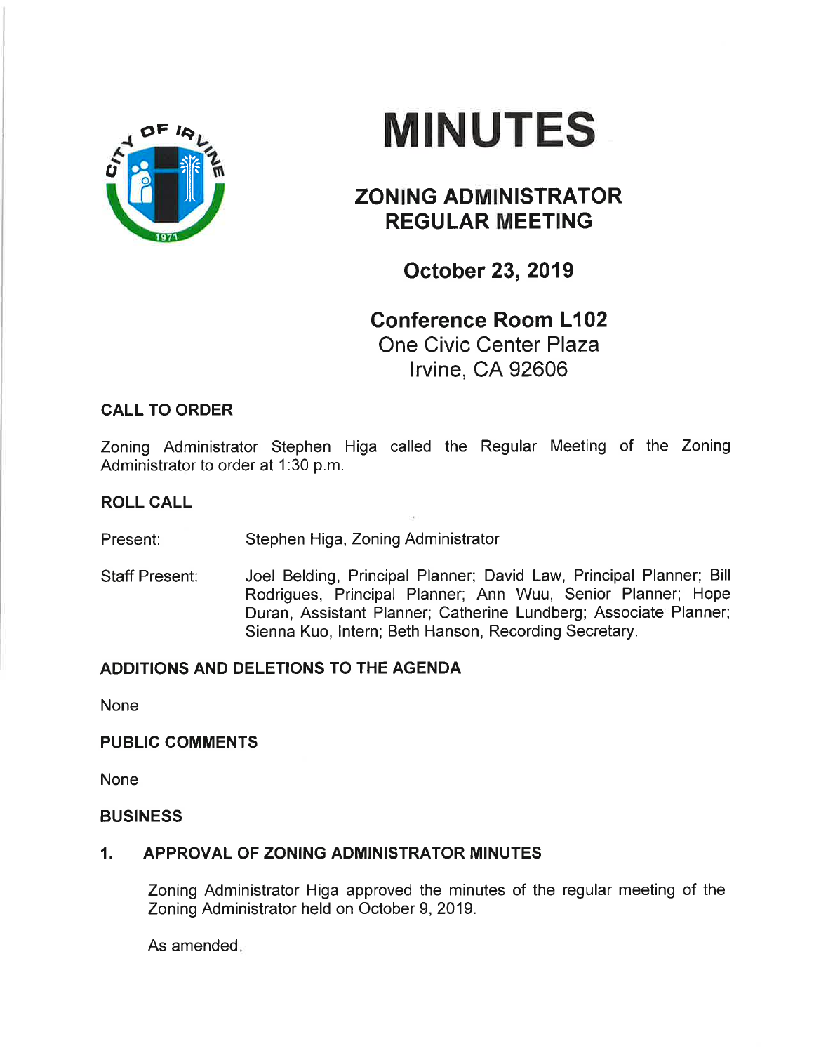# MINUTES

## ZONING ADMINISTRATOR REGULAR MEETING

## October 23, 2019

## Conference Room L102

One Civic Center Plaza
Irvine, CA 92606

### CALL TO ORDER

Zoning Administrator Stephen Higa called the Regular Meeting of the Zoning Administrator to order at 1:30 p.m.

### ROLL CALL

Present: Stephen Higa, Zoning Administrator

Staff Present: Joel Belding, Principal Planner; David Law, Principal Planner; Bill Rodrigues, Principal Planner; Ann Wuu, Senior Planner; Hope Duran, Assistant Planner; Catherine Lundberg; Associate Planner; Sienna Kuo, Intern; Beth Hanson, Recording Secretary.

### ADDITIONS AND DELETIONS TO THE AGENDA

None

### PUBLIC COMMENTS

None

### BUSINESS

#### 1. APPROVAL OF ZONING ADMINISTRATOR MINUTES

Zoning Administrator Higa approved the minutes of the regular meeting of the Zoning Administrator held on October 9, 2019.

As amended.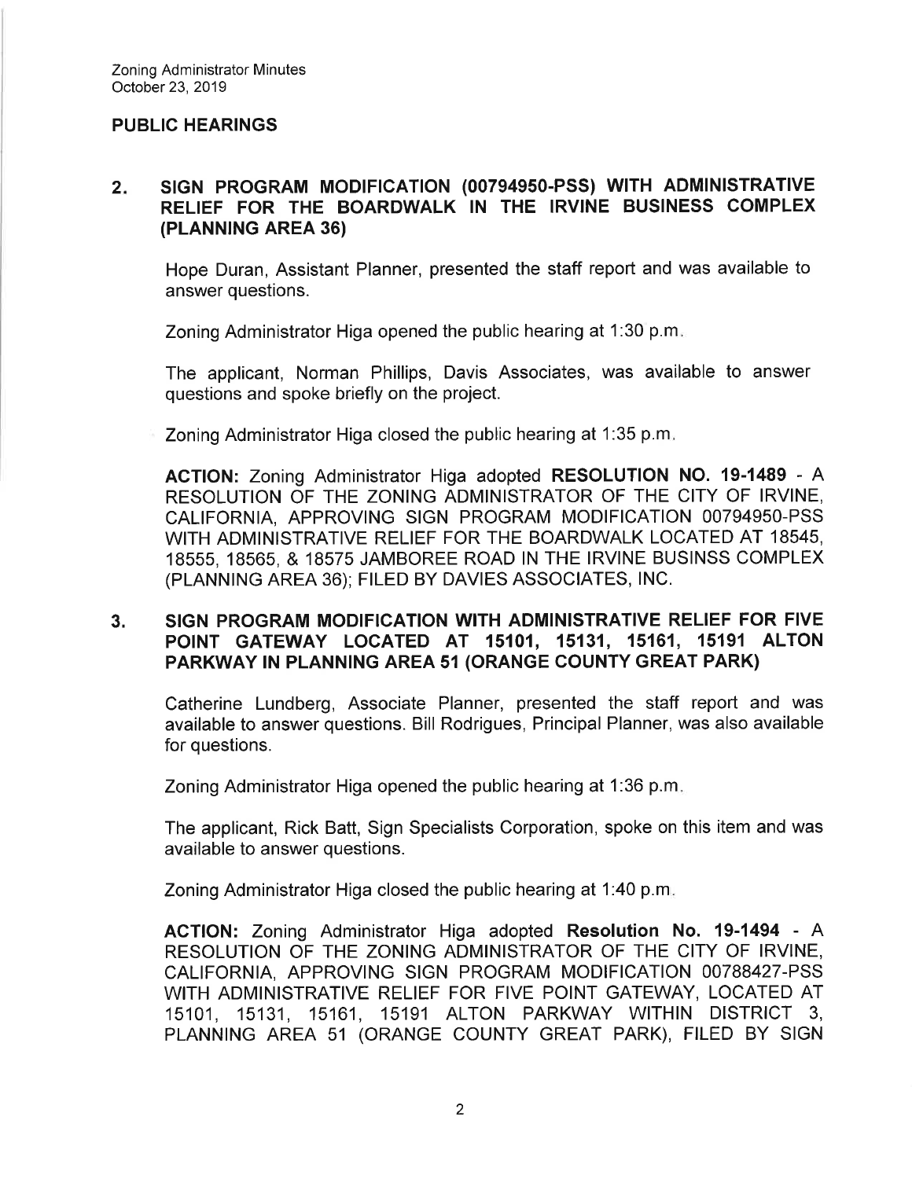## PUBLIC HEARINGS

### 2. SIGN PROGRAM MODIFICATION (00794950-PSS) WITH ADMINISTRATIVE RELIEF FOR THE BOARDWALK IN THE IRVINE BUSINESS COMPLEX (PLANNING AREA 36)

Hope Duran, Assistant Planner, presented the staff report and was available to answer questions.

Zoning Administrator Higa opened the public hearing at 1:30 p.m.

The applicant, Norman Phillips, Davis Associates, was available to answer questions and spoke briefly on the project.

Zoning Administrator Higa closed the public hearing at 1:35 p.m.

**ACTION:** Zoning Administrator Higa adopted **RESOLUTION NO. 19-1489** - A RESOLUTION OF THE ZONING ADMINISTRATOR OF THE CITY OF IRVINE, CALIFORNIA, APPROVING SIGN PROGRAM MODIFICATION 00794950-PSS WITH ADMINISTRATIVE RELIEF FOR THE BOARDWALK LOCATED AT 18545, 18555, 18565, & 18575 JAMBOREE ROAD IN THE IRVINE BUSINSS COMPLEX (PLANNING AREA 36); FILED BY DAVIES ASSOCIATES, INC.

### 3. SIGN PROGRAM MODIFICATION WITH ADMINISTRATIVE RELIEF FOR FIVE POINT GATEWAY LOCATED AT 15101, 15131, 15161, 15191 ALTON PARKWAY IN PLANNING AREA 51 (ORANGE COUNTY GREAT PARK)

Catherine Lundberg, Associate Planner, presented the staff report and was available to answer questions. Bill Rodrigues, Principal Planner, was also available for questions.

Zoning Administrator Higa opened the public hearing at 1:36 p.m.

The applicant, Rick Batt, Sign Specialists Corporation, spoke on this item and was available to answer questions.

Zoning Administrator Higa closed the public hearing at 1:40 p.m.

**ACTION:** Zoning Administrator Higa adopted **Resolution No. 19-1494** - A RESOLUTION OF THE ZONING ADMINISTRATOR OF THE CITY OF IRVINE, CALIFORNIA, APPROVING SIGN PROGRAM MODIFICATION 00788427-PSS WITH ADMINISTRATIVE RELIEF FOR FIVE POINT GATEWAY, LOCATED AT 15101, 15131, 15161, 15191 ALTON PARKWAY WITHIN DISTRICT 3, PLANNING AREA 51 (ORANGE COUNTY GREAT PARK), FILED BY SIGN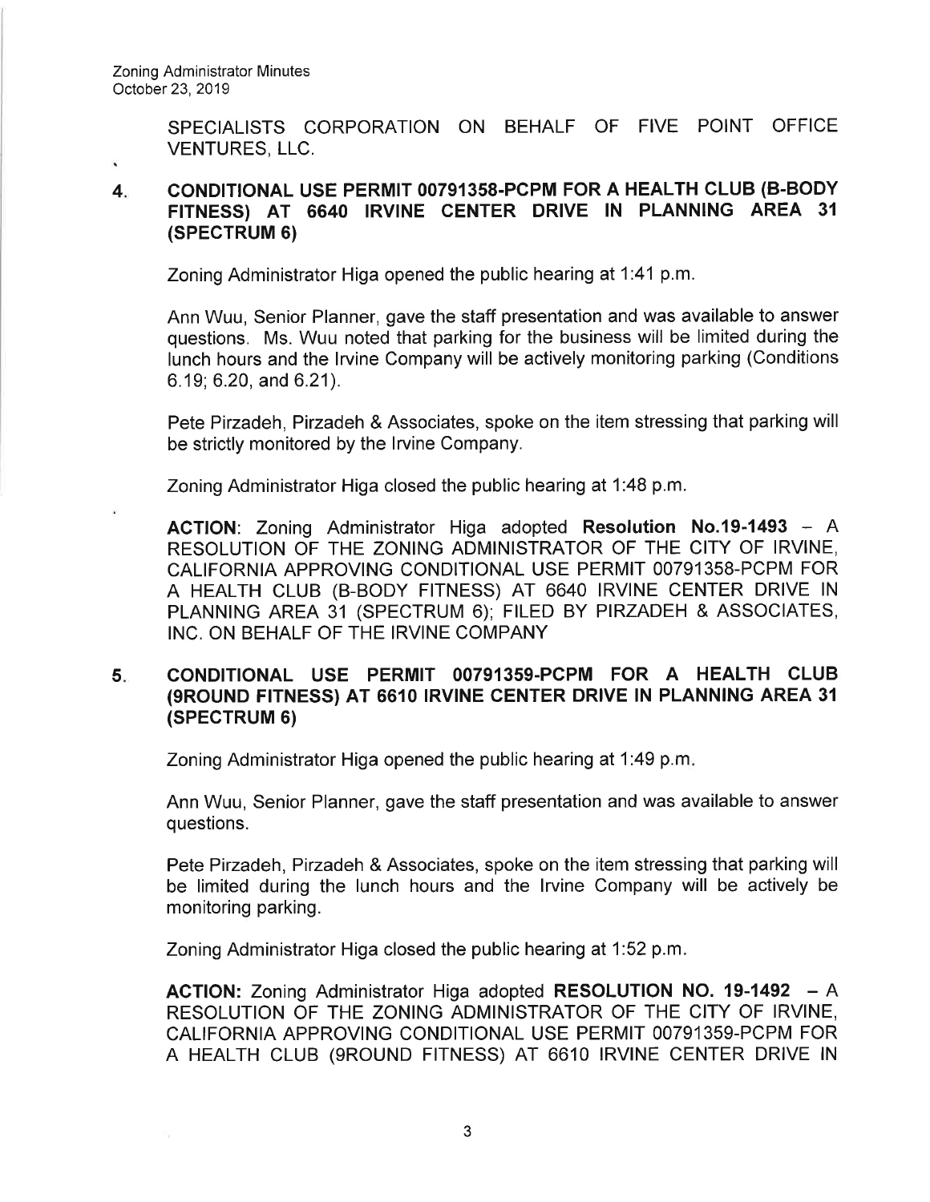SPECIALISTS CORPORATION ON BEHALF OF FIVE POINT OFFICE VENTURES, LLC.

4. **CONDITIONAL USE PERMIT 00791358-PCPM FOR A HEALTH CLUB (B-BODY FITNESS) AT 6640 IRVINE CENTER DRIVE IN PLANNING AREA 31 (SPECTRUM 6)**

   Zoning Administrator Higa opened the public hearing at 1:41 p.m.

   Ann Wuu, Senior Planner, gave the staff presentation and was available to answer questions. Ms. Wuu noted that parking for the business will be limited during the lunch hours and the Irvine Company will be actively monitoring parking (Conditions 6.19; 6.20, and 6.21).

   Pete Pirzadeh, Pirzadeh & Associates, spoke on the item stressing that parking will be strictly monitored by the Irvine Company.

   Zoning Administrator Higa closed the public hearing at 1:48 p.m.

   **ACTION**: Zoning Administrator Higa adopted **Resolution No.19-1493** – A RESOLUTION OF THE ZONING ADMINISTRATOR OF THE CITY OF IRVINE, CALIFORNIA APPROVING CONDITIONAL USE PERMIT 00791358-PCPM FOR A HEALTH CLUB (B-BODY FITNESS) AT 6640 IRVINE CENTER DRIVE IN PLANNING AREA 31 (SPECTRUM 6); FILED BY PIRZADEH & ASSOCIATES, INC. ON BEHALF OF THE IRVINE COMPANY

5. **CONDITIONAL USE PERMIT 00791359-PCPM FOR A HEALTH CLUB (9ROUND FITNESS) AT 6610 IRVINE CENTER DRIVE IN PLANNING AREA 31 (SPECTRUM 6)**

   Zoning Administrator Higa opened the public hearing at 1:49 p.m.

   Ann Wuu, Senior Planner, gave the staff presentation and was available to answer questions.

   Pete Pirzadeh, Pirzadeh & Associates, spoke on the item stressing that parking will be limited during the lunch hours and the Irvine Company will be actively be monitoring parking.

   Zoning Administrator Higa closed the public hearing at 1:52 p.m.

   **ACTION:** Zoning Administrator Higa adopted **RESOLUTION NO. 19-1492** – A RESOLUTION OF THE ZONING ADMINISTRATOR OF THE CITY OF IRVINE, CALIFORNIA APPROVING CONDITIONAL USE PERMIT 00791359-PCPM FOR A HEALTH CLUB (9ROUND FITNESS) AT 6610 IRVINE CENTER DRIVE IN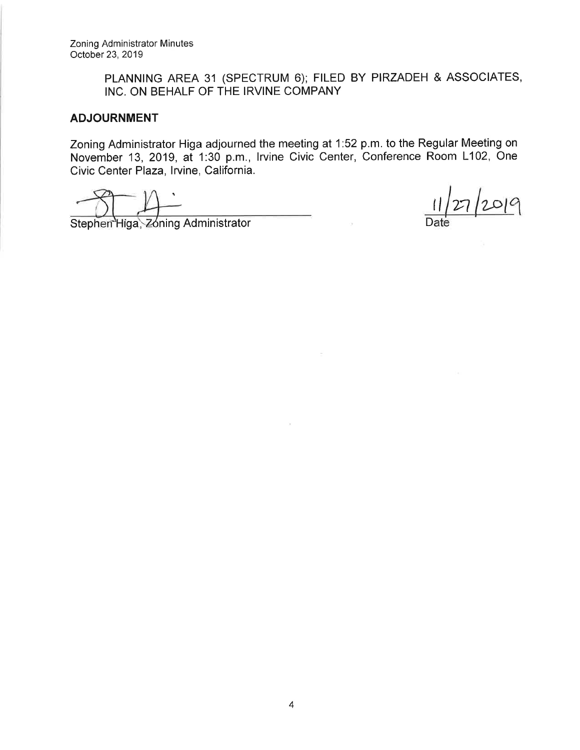PLANNING AREA 31 (SPECTRUM 6); FILED BY PIRZADEH & ASSOCIATES, INC. ON BEHALF OF THE IRVINE COMPANY

## ADJOURNMENT

Zoning Administrator Higa adjourned the meeting at 1:52 p.m. to the Regular Meeting on November 13, 2019, at 1:30 p.m., Irvine Civic Center, Conference Room L102, One Civic Center Plaza, Irvine, California.

Stephen Higa, Zoning Administrator

11/27/2019
Date